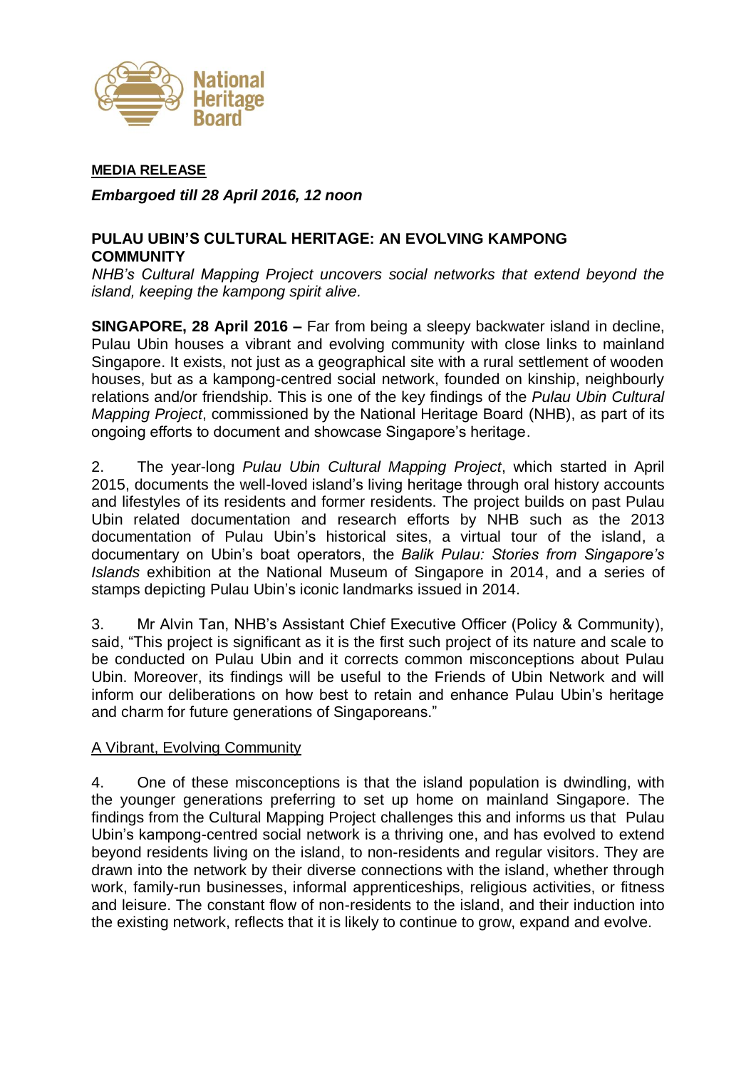National Heritage Board

**MEDIA RELEASE**

***Embargoed till 28 April 2016, 12 noon***

## PULAU UBIN'S CULTURAL HERITAGE: AN EVOLVING KAMPONG COMMUNITY

*NHB's Cultural Mapping Project uncovers social networks that extend beyond the island, keeping the kampong spirit alive.*

**SINGAPORE, 28 April 2016 –** Far from being a sleepy backwater island in decline, Pulau Ubin houses a vibrant and evolving community with close links to mainland Singapore. It exists, not just as a geographical site with a rural settlement of wooden houses, but as a kampong-centred social network, founded on kinship, neighbourly relations and/or friendship. This is one of the key findings of the *Pulau Ubin Cultural Mapping Project*, commissioned by the National Heritage Board (NHB), as part of its ongoing efforts to document and showcase Singapore's heritage.

2. The year-long *Pulau Ubin Cultural Mapping Project*, which started in April 2015, documents the well-loved island's living heritage through oral history accounts and lifestyles of its residents and former residents. The project builds on past Pulau Ubin related documentation and research efforts by NHB such as the 2013 documentation of Pulau Ubin's historical sites, a virtual tour of the island, a documentary on Ubin's boat operators, the *Balik Pulau: Stories from Singapore's Islands* exhibition at the National Museum of Singapore in 2014, and a series of stamps depicting Pulau Ubin's iconic landmarks issued in 2014.

3. Mr Alvin Tan, NHB's Assistant Chief Executive Officer (Policy & Community), said, "This project is significant as it is the first such project of its nature and scale to be conducted on Pulau Ubin and it corrects common misconceptions about Pulau Ubin. Moreover, its findings will be useful to the Friends of Ubin Network and will inform our deliberations on how best to retain and enhance Pulau Ubin's heritage and charm for future generations of Singaporeans."

### A Vibrant, Evolving Community

4. One of these misconceptions is that the island population is dwindling, with the younger generations preferring to set up home on mainland Singapore. The findings from the Cultural Mapping Project challenges this and informs us that Pulau Ubin's kampong-centred social network is a thriving one, and has evolved to extend beyond residents living on the island, to non-residents and regular visitors. They are drawn into the network by their diverse connections with the island, whether through work, family-run businesses, informal apprenticeships, religious activities, or fitness and leisure. The constant flow of non-residents to the island, and their induction into the existing network, reflects that it is likely to continue to grow, expand and evolve.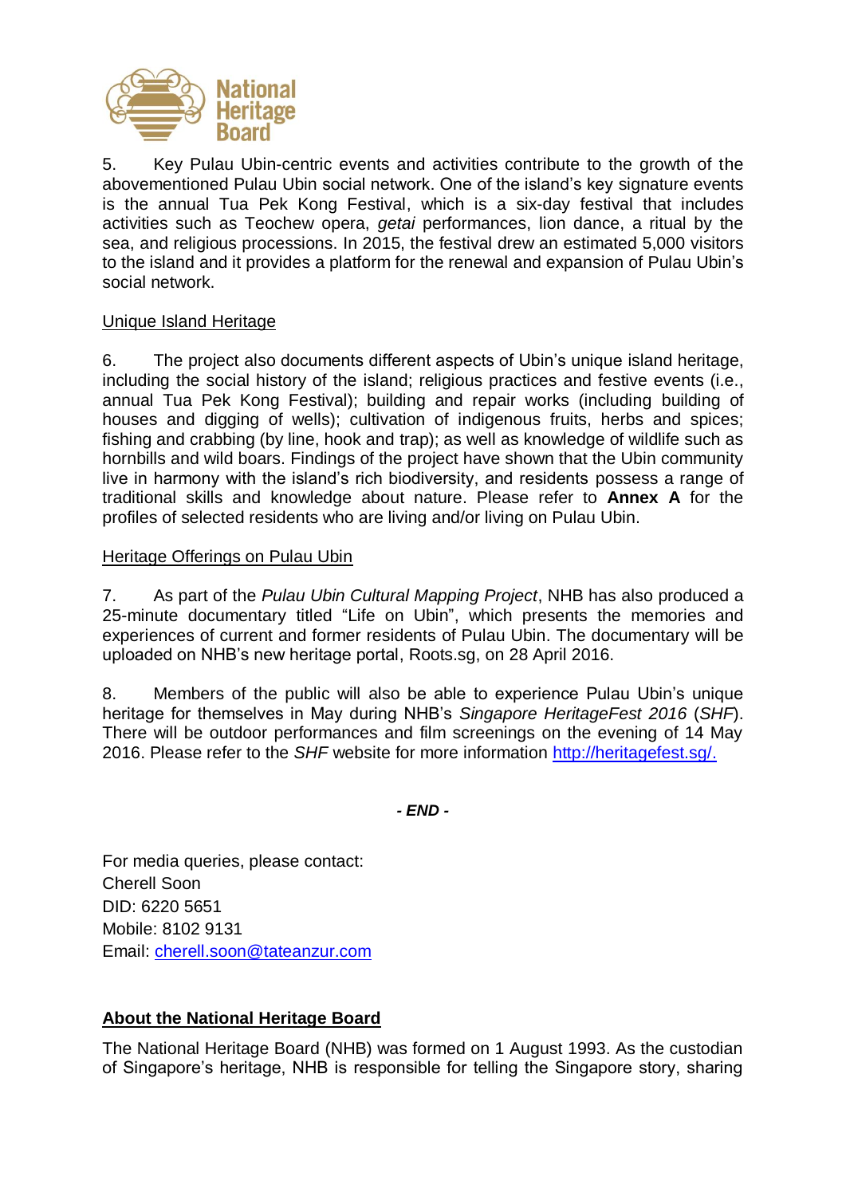5. Key Pulau Ubin-centric events and activities contribute to the growth of the abovementioned Pulau Ubin social network. One of the island's key signature events is the annual Tua Pek Kong Festival, which is a six-day festival that includes activities such as Teochew opera, *getai* performances, lion dance, a ritual by the sea, and religious processions. In 2015, the festival drew an estimated 5,000 visitors to the island and it provides a platform for the renewal and expansion of Pulau Ubin's social network.

<u>Unique Island Heritage</u>

6. The project also documents different aspects of Ubin's unique island heritage, including the social history of the island; religious practices and festive events (i.e., annual Tua Pek Kong Festival); building and repair works (including building of houses and digging of wells); cultivation of indigenous fruits, herbs and spices; fishing and crabbing (by line, hook and trap); as well as knowledge of wildlife such as hornbills and wild boars. Findings of the project have shown that the Ubin community live in harmony with the island's rich biodiversity, and residents possess a range of traditional skills and knowledge about nature. Please refer to **Annex A** for the profiles of selected residents who are living and/or living on Pulau Ubin.

<u>Heritage Offerings on Pulau Ubin</u>

7. As part of the *Pulau Ubin Cultural Mapping Project*, NHB has also produced a 25-minute documentary titled "Life on Ubin", which presents the memories and experiences of current and former residents of Pulau Ubin. The documentary will be uploaded on NHB's new heritage portal, Roots.sg, on 28 April 2016.

8. Members of the public will also be able to experience Pulau Ubin's unique heritage for themselves in May during NHB's *Singapore HeritageFest 2016* (*SHF*). There will be outdoor performances and film screenings on the evening of 14 May 2016. Please refer to the *SHF* website for more information http://heritagefest.sg/.

***- END -***

For media queries, please contact:
Cherell Soon
DID: 6220 5651
Mobile: 8102 9131
Email: cherell.soon@tateanzur.com

## **<u>About the National Heritage Board</u>**

The National Heritage Board (NHB) was formed on 1 August 1993. As the custodian of Singapore's heritage, NHB is responsible for telling the Singapore story, sharing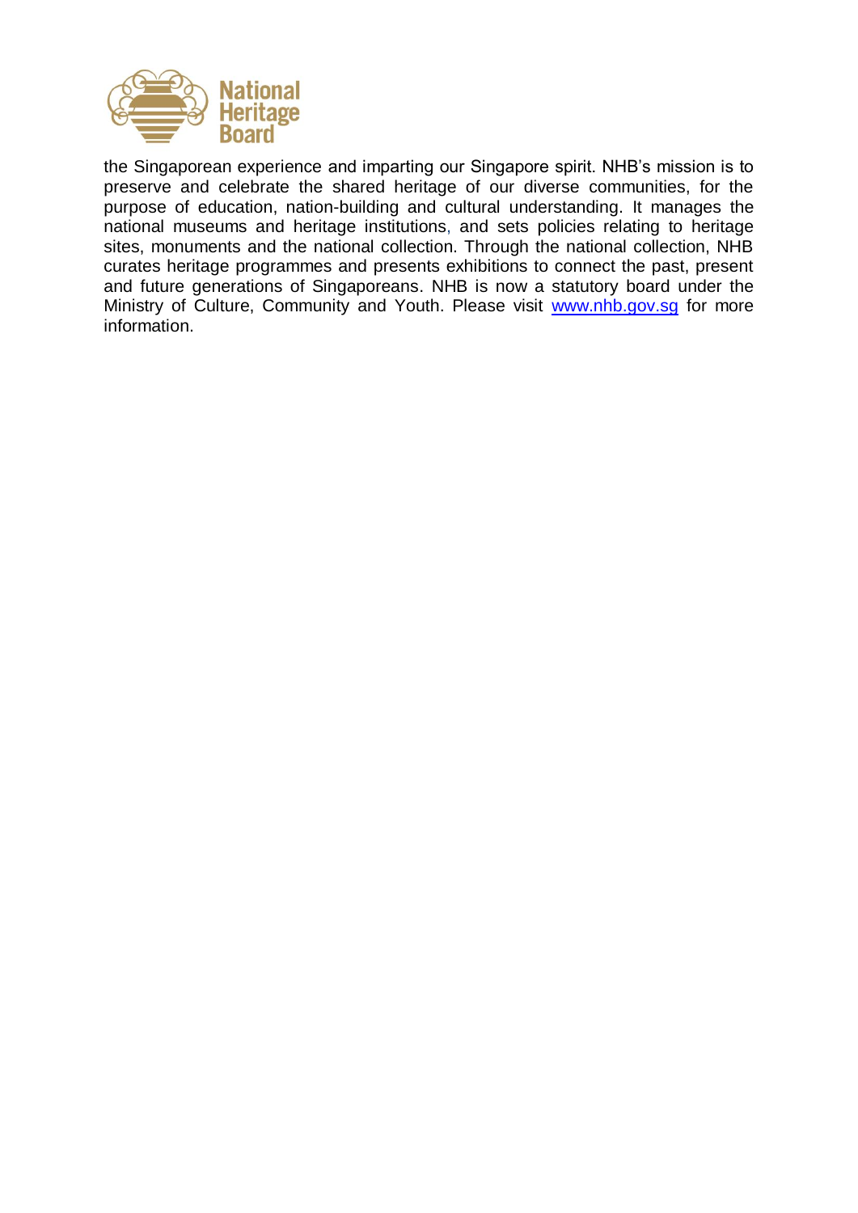the Singaporean experience and imparting our Singapore spirit. NHB's mission is to preserve and celebrate the shared heritage of our diverse communities, for the purpose of education, nation-building and cultural understanding. It manages the national museums and heritage institutions, and sets policies relating to heritage sites, monuments and the national collection. Through the national collection, NHB curates heritage programmes and presents exhibitions to connect the past, present and future generations of Singaporeans. NHB is now a statutory board under the Ministry of Culture, Community and Youth. Please visit [www.nhb.gov.sg](http://www.nhb.gov.sg) for more information.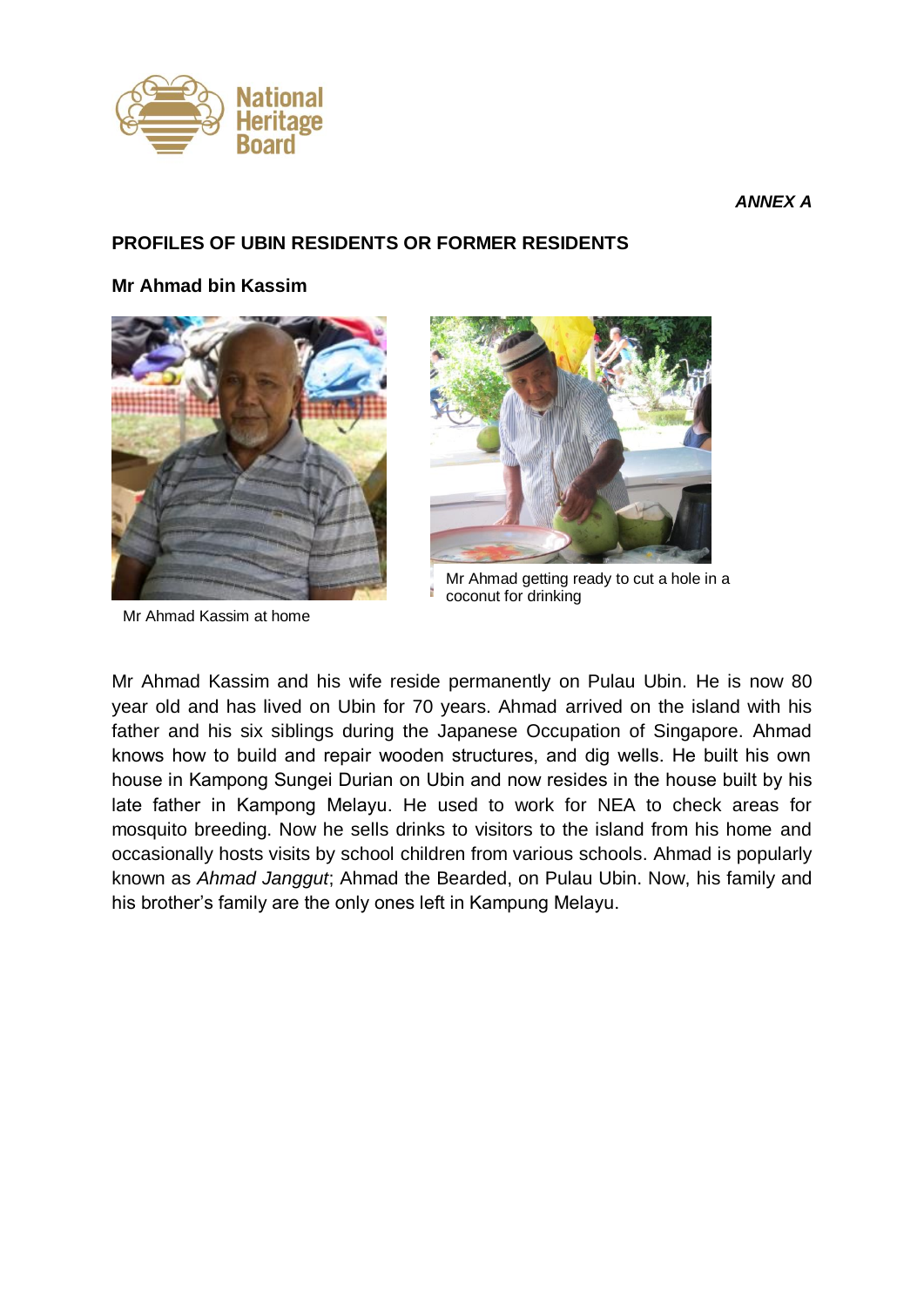*ANNEX A*

**PROFILES OF UBIN RESIDENTS OR FORMER RESIDENTS**

**Mr Ahmad bin Kassim**

Mr Ahmad Kassim at home

Mr Ahmad getting ready to cut a hole in a coconut for drinking

Mr Ahmad Kassim and his wife reside permanently on Pulau Ubin. He is now 80 year old and has lived on Ubin for 70 years. Ahmad arrived on the island with his father and his six siblings during the Japanese Occupation of Singapore. Ahmad knows how to build and repair wooden structures, and dig wells. He built his own house in Kampong Sungei Durian on Ubin and now resides in the house built by his late father in Kampong Melayu. He used to work for NEA to check areas for mosquito breeding. Now he sells drinks to visitors to the island from his home and occasionally hosts visits by school children from various schools. Ahmad is popularly known as *Ahmad Janggut*; Ahmad the Bearded, on Pulau Ubin. Now, his family and his brother's family are the only ones left in Kampung Melayu.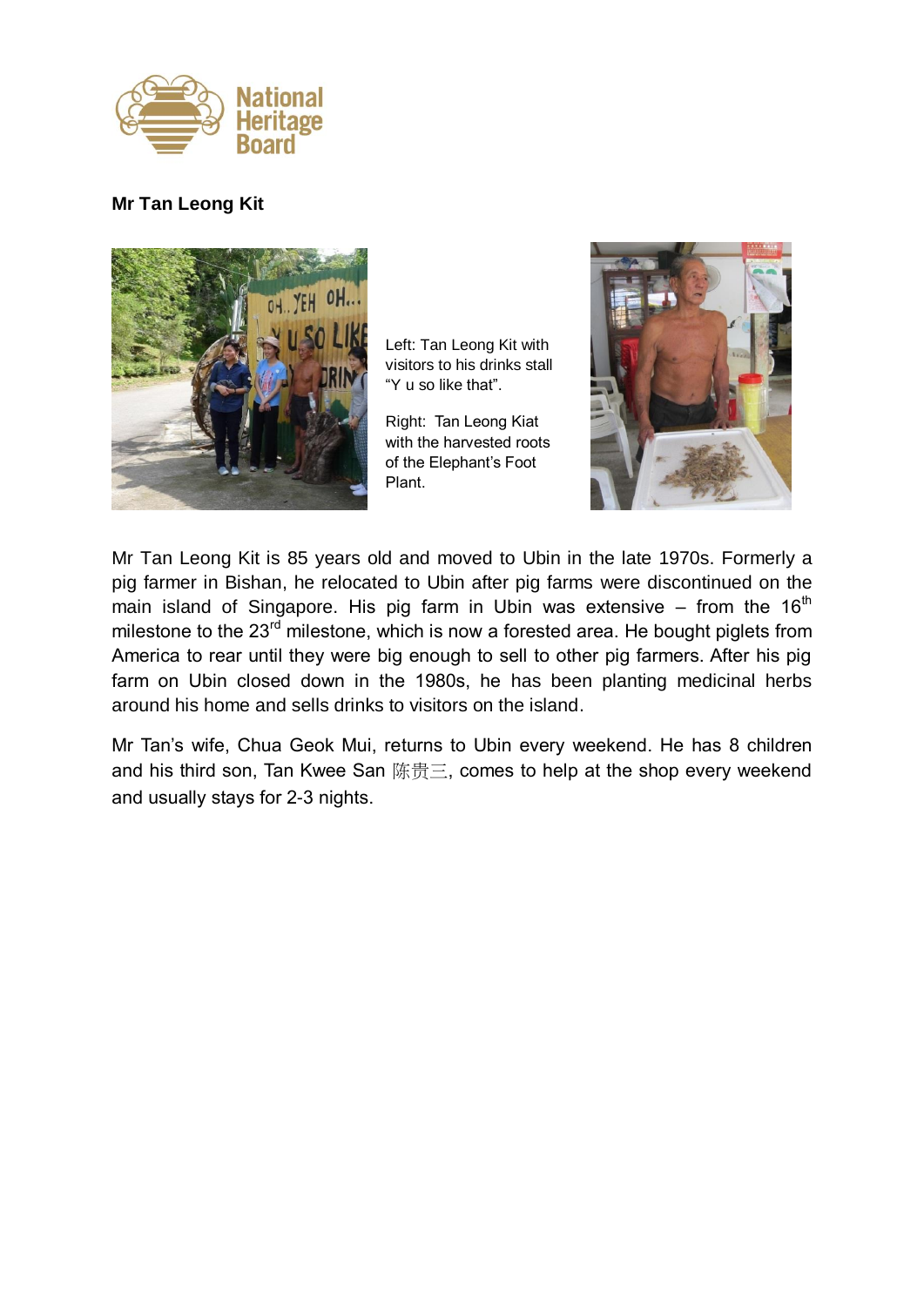**Mr Tan Leong Kit**

Left: Tan Leong Kit with visitors to his drinks stall "Y u so like that".

Right: Tan Leong Kiat with the harvested roots of the Elephant's Foot Plant.

Mr Tan Leong Kit is 85 years old and moved to Ubin in the late 1970s. Formerly a pig farmer in Bishan, he relocated to Ubin after pig farms were discontinued on the main island of Singapore. His pig farm in Ubin was extensive – from the 16th milestone to the 23rd milestone, which is now a forested area. He bought piglets from America to rear until they were big enough to sell to other pig farmers. After his pig farm on Ubin closed down in the 1980s, he has been planting medicinal herbs around his home and sells drinks to visitors on the island.

Mr Tan's wife, Chua Geok Mui, returns to Ubin every weekend. He has 8 children and his third son, Tan Kwee San 陈贵三, comes to help at the shop every weekend and usually stays for 2-3 nights.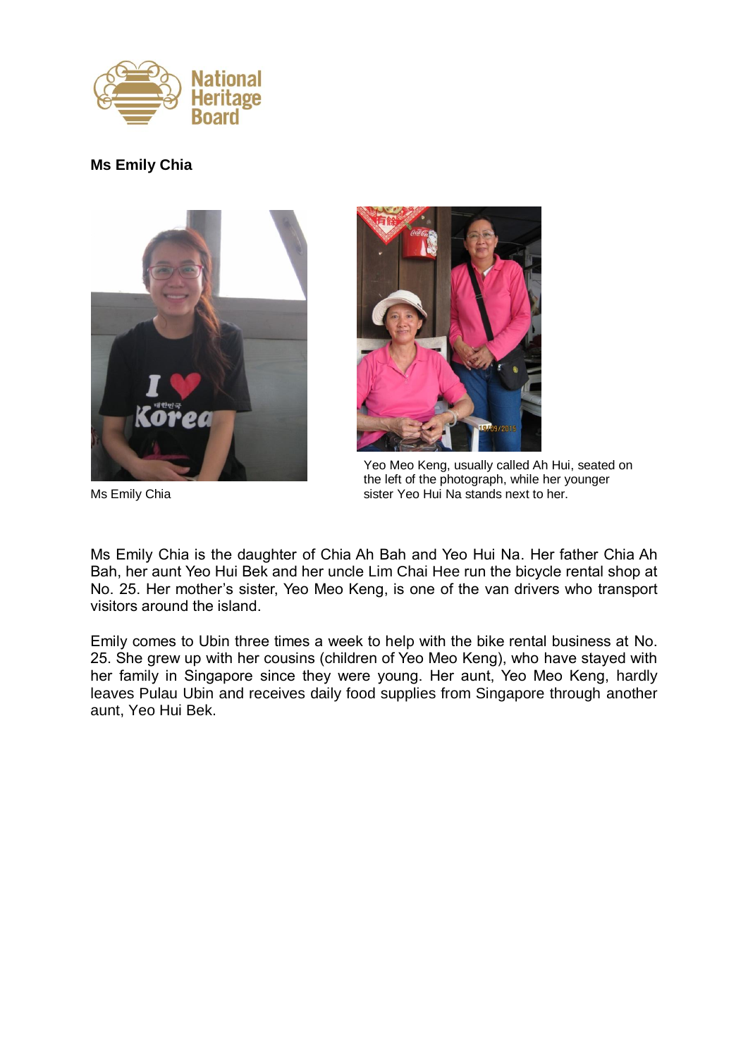**Ms Emily Chia**

Ms Emily Chia

Yeo Meo Keng, usually called Ah Hui, seated on the left of the photograph, while her younger sister Yeo Hui Na stands next to her.

Ms Emily Chia is the daughter of Chia Ah Bah and Yeo Hui Na. Her father Chia Ah Bah, her aunt Yeo Hui Bek and her uncle Lim Chai Hee run the bicycle rental shop at No. 25. Her mother's sister, Yeo Meo Keng, is one of the van drivers who transport visitors around the island.

Emily comes to Ubin three times a week to help with the bike rental business at No. 25. She grew up with her cousins (children of Yeo Meo Keng), who have stayed with her family in Singapore since they were young. Her aunt, Yeo Meo Keng, hardly leaves Pulau Ubin and receives daily food supplies from Singapore through another aunt, Yeo Hui Bek.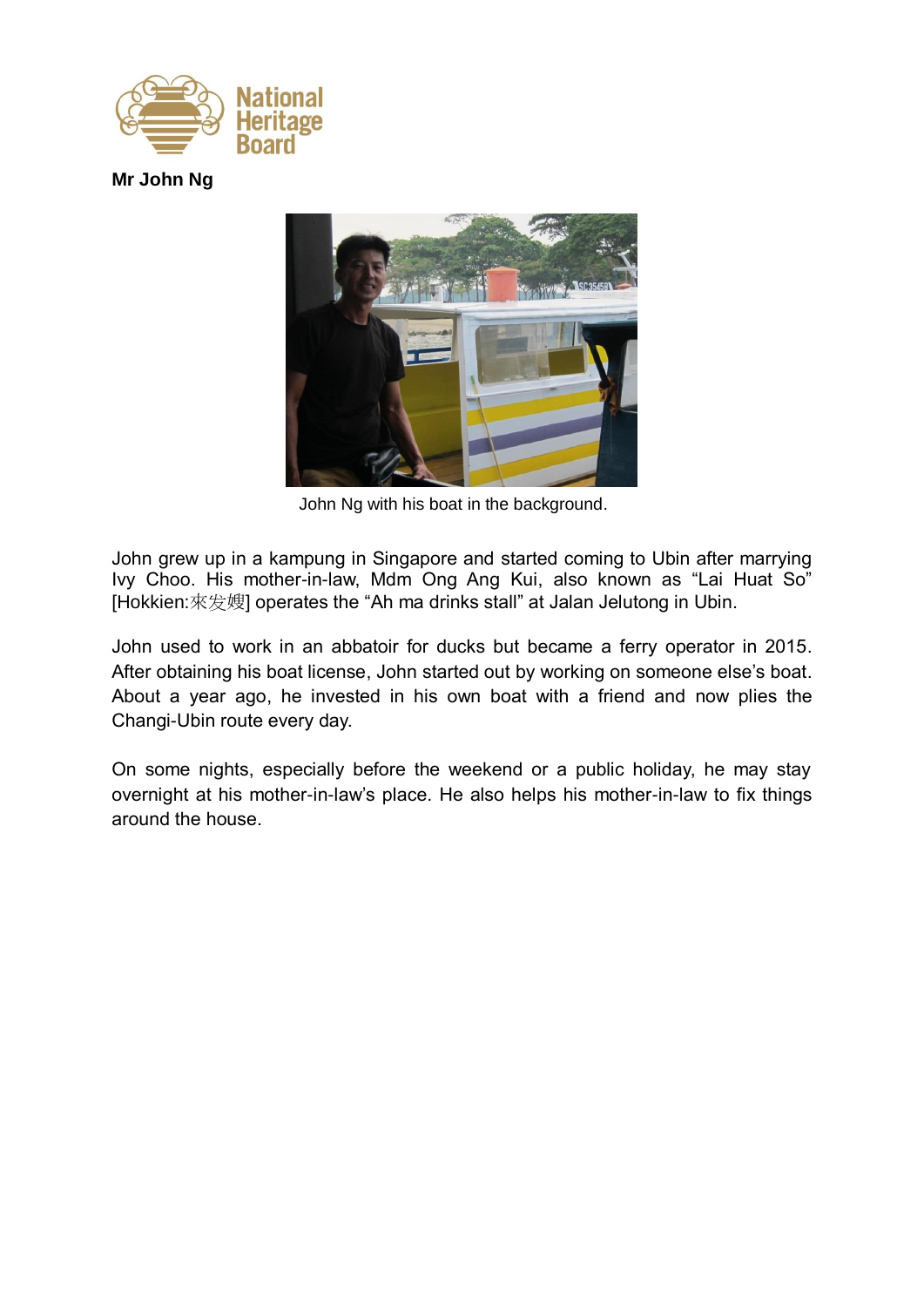**Mr John Ng**

John Ng with his boat in the background.

John grew up in a kampung in Singapore and started coming to Ubin after marrying Ivy Choo. His mother-in-law, Mdm Ong Ang Kui, also known as “Lai Huat So” [Hokkien:來发嫂] operates the “Ah ma drinks stall” at Jalan Jelutong in Ubin.

John used to work in an abbatoir for ducks but became a ferry operator in 2015. After obtaining his boat license, John started out by working on someone else’s boat. About a year ago, he invested in his own boat with a friend and now plies the Changi-Ubin route every day.

On some nights, especially before the weekend or a public holiday, he may stay overnight at his mother-in-law’s place. He also helps his mother-in-law to fix things around the house.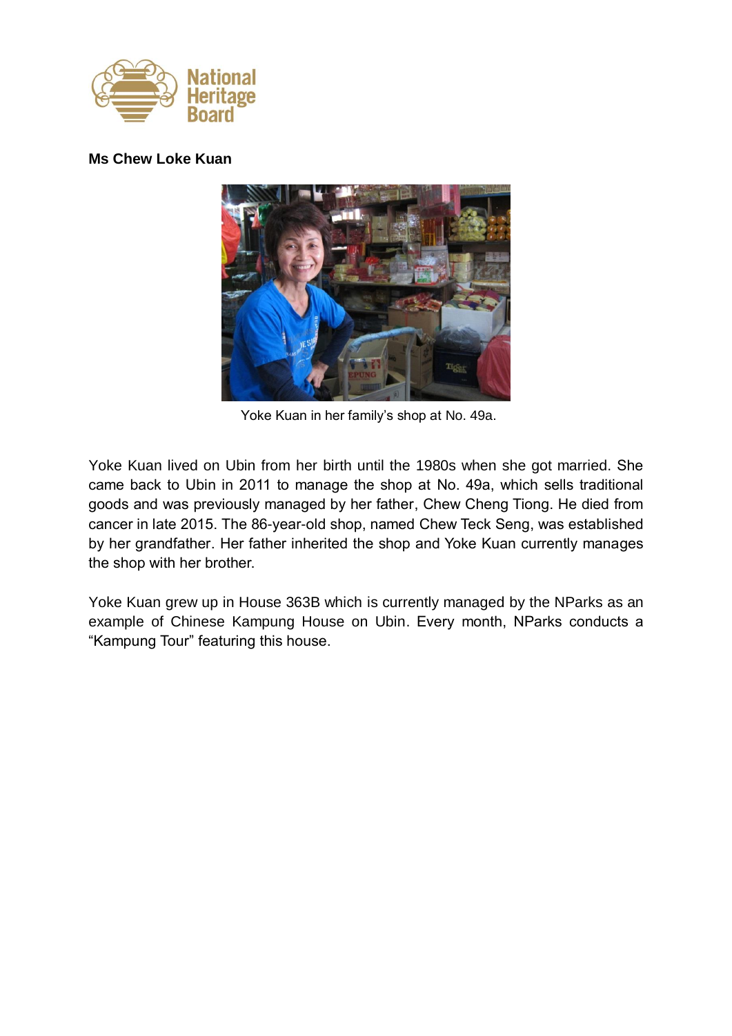**Ms Chew Loke Kuan**

Yoke Kuan in her family's shop at No. 49a.

Yoke Kuan lived on Ubin from her birth until the 1980s when she got married. She came back to Ubin in 2011 to manage the shop at No. 49a, which sells traditional goods and was previously managed by her father, Chew Cheng Tiong. He died from cancer in late 2015. The 86-year-old shop, named Chew Teck Seng, was established by her grandfather. Her father inherited the shop and Yoke Kuan currently manages the shop with her brother.

Yoke Kuan grew up in House 363B which is currently managed by the NParks as an example of Chinese Kampung House on Ubin. Every month, NParks conducts a "Kampung Tour" featuring this house.